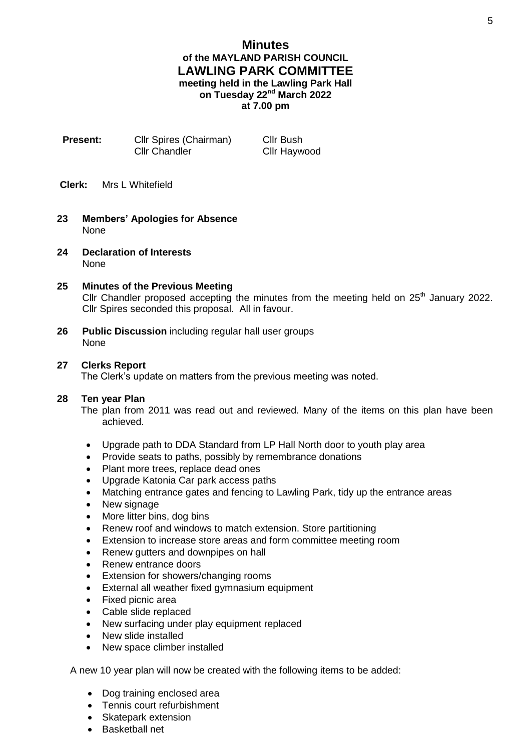# Minutes
## of the MAYLAND PARISH COUNCIL
## LAWLING PARK COMMITTEE
**meeting held in the Lawling Park Hall**
**on Tuesday 22nd March 2022**
**at 7.00 pm**

**Present:** Cllr Spires (Chairman), Cllr Bush, Cllr Chandler, Cllr Haywood

**Clerk:** Mrs L Whitefield

**23 Members' Apologies for Absence**
None

**24 Declaration of Interests**
None

**25 Minutes of the Previous Meeting**
Cllr Chandler proposed accepting the minutes from the meeting held on 25th January 2022. Cllr Spires seconded this proposal. All in favour.

**26 Public Discussion** including regular hall user groups
None

**27 Clerks Report**
The Clerk's update on matters from the previous meeting was noted.

**28 Ten year Plan**
The plan from 2011 was read out and reviewed. Many of the items on this plan have been achieved.

- Upgrade path to DDA Standard from LP Hall North door to youth play area
- Provide seats to paths, possibly by remembrance donations
- Plant more trees, replace dead ones
- Upgrade Katonia Car park access paths
- Matching entrance gates and fencing to Lawling Park, tidy up the entrance areas
- New signage
- More litter bins, dog bins
- Renew roof and windows to match extension. Store partitioning
- Extension to increase store areas and form committee meeting room
- Renew gutters and downpipes on hall
- Renew entrance doors
- Extension for showers/changing rooms
- External all weather fixed gymnasium equipment
- Fixed picnic area
- Cable slide replaced
- New surfacing under play equipment replaced
- New slide installed
- New space climber installed

A new 10 year plan will now be created with the following items to be added:

- Dog training enclosed area
- Tennis court refurbishment
- Skatepark extension
- Basketball net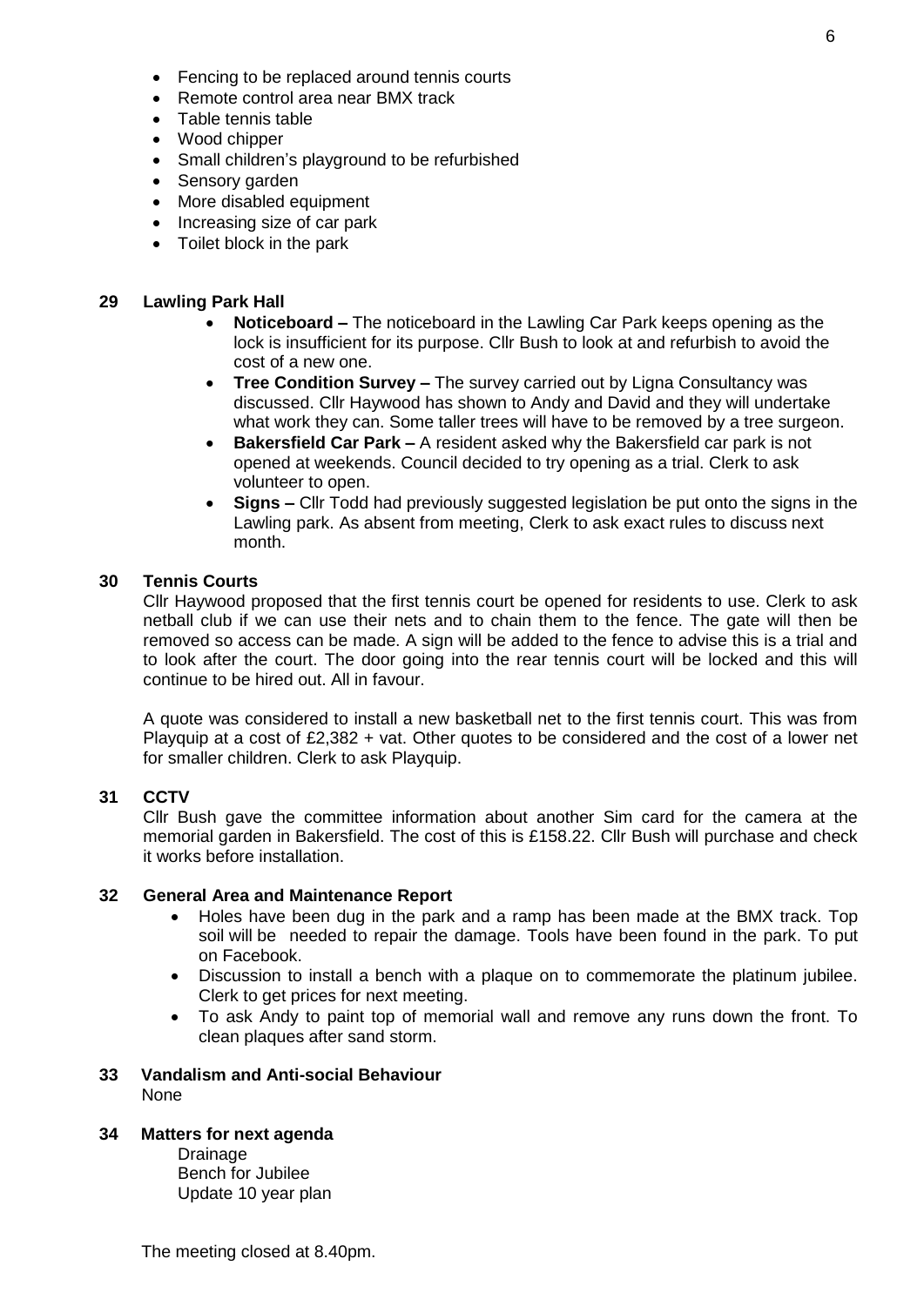- Fencing to be replaced around tennis courts
- Remote control area near BMX track
- Table tennis table
- Wood chipper
- Small children's playground to be refurbished
- Sensory garden
- More disabled equipment
- Increasing size of car park
- Toilet block in the park

## 29 Lawling Park Hall

- **Noticeboard –** The noticeboard in the Lawling Car Park keeps opening as the lock is insufficient for its purpose. Cllr Bush to look at and refurbish to avoid the cost of a new one.
- **Tree Condition Survey –** The survey carried out by Ligna Consultancy was discussed. Cllr Haywood has shown to Andy and David and they will undertake what work they can. Some taller trees will have to be removed by a tree surgeon.
- **Bakersfield Car Park –** A resident asked why the Bakersfield car park is not opened at weekends. Council decided to try opening as a trial. Clerk to ask volunteer to open.
- **Signs –** Cllr Todd had previously suggested legislation be put onto the signs in the Lawling park. As absent from meeting, Clerk to ask exact rules to discuss next month.

## 30 Tennis Courts

Cllr Haywood proposed that the first tennis court be opened for residents to use. Clerk to ask netball club if we can use their nets and to chain them to the fence. The gate will then be removed so access can be made. A sign will be added to the fence to advise this is a trial and to look after the court. The door going into the rear tennis court will be locked and this will continue to be hired out. All in favour.

A quote was considered to install a new basketball net to the first tennis court. This was from Playquip at a cost of £2,382 + vat. Other quotes to be considered and the cost of a lower net for smaller children. Clerk to ask Playquip.

## 31 CCTV

Cllr Bush gave the committee information about another Sim card for the camera at the memorial garden in Bakersfield. The cost of this is £158.22. Cllr Bush will purchase and check it works before installation.

## 32 General Area and Maintenance Report

- Holes have been dug in the park and a ramp has been made at the BMX track. Top soil will be needed to repair the damage. Tools have been found in the park. To put on Facebook.
- Discussion to install a bench with a plaque on to commemorate the platinum jubilee. Clerk to get prices for next meeting.
- To ask Andy to paint top of memorial wall and remove any runs down the front. To clean plaques after sand storm.

## 33 Vandalism and Anti-social Behaviour

None

## 34 Matters for next agenda

Drainage
Bench for Jubilee
Update 10 year plan

The meeting closed at 8.40pm.